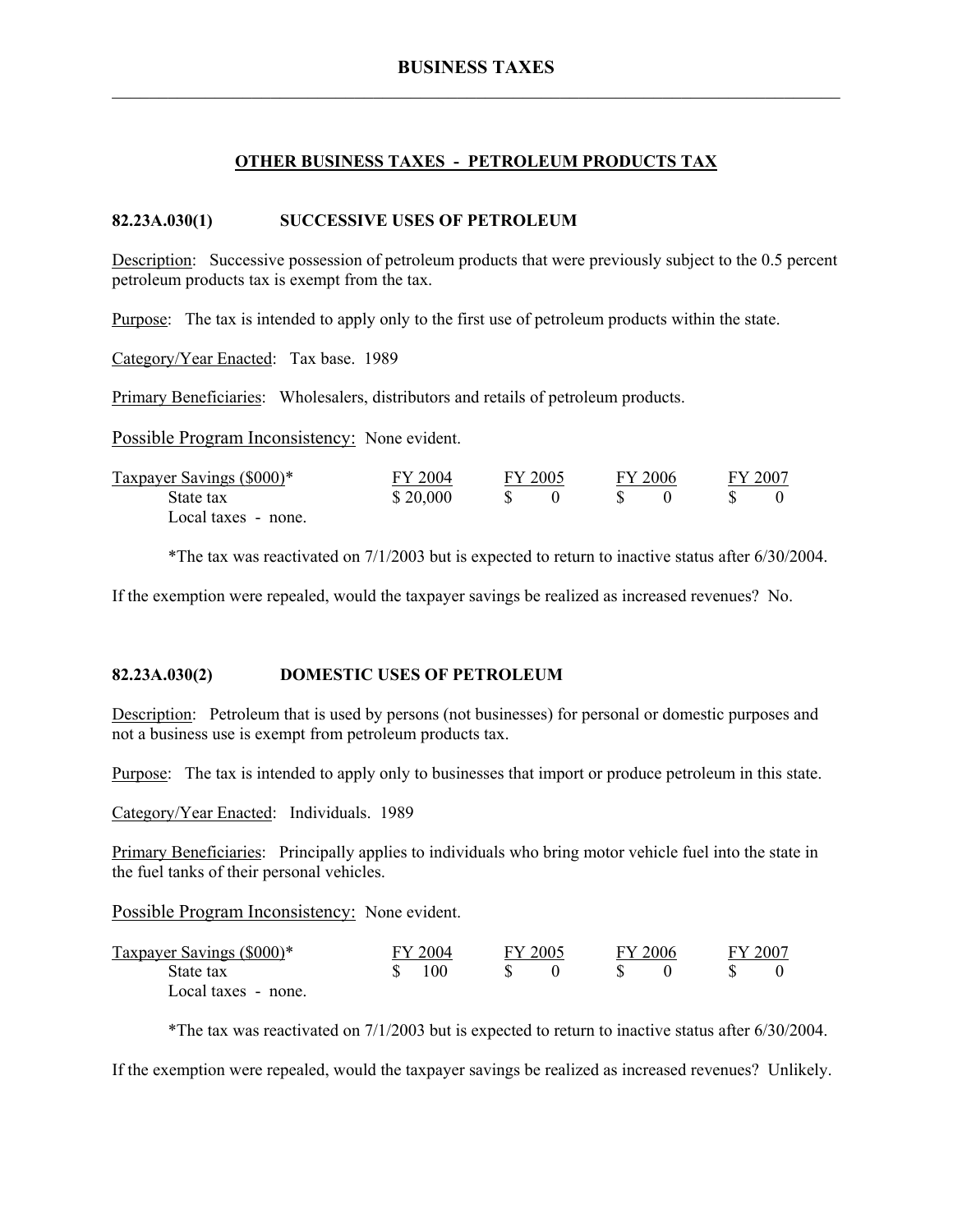# BUSINESS TAXES

## OTHER BUSINESS TAXES - PETROLEUM PRODUCTS TAX

### 82.23A.030(1) SUCCESSIVE USES OF PETROLEUM

Description: Successive possession of petroleum products that were previously subject to the 0.5 percent petroleum products tax is exempt from the tax.

Purpose: The tax is intended to apply only to the first use of petroleum products within the state.

Category/Year Enacted: Tax base. 1989

Primary Beneficiaries: Wholesalers, distributors and retails of petroleum products.

Possible Program Inconsistency: None evident.

| Taxpayer Savings ($000)* | FY 2004 | FY 2005 | FY 2006 | FY 2007 |
|---|---|---|---|---|
| State tax | $ 20,000 | $ 0 | $ 0 | $ 0 |
| Local taxes - none. | | | | |

*The tax was reactivated on 7/1/2003 but is expected to return to inactive status after 6/30/2004.

If the exemption were repealed, would the taxpayer savings be realized as increased revenues? No.

### 82.23A.030(2) DOMESTIC USES OF PETROLEUM

Description: Petroleum that is used by persons (not businesses) for personal or domestic purposes and not a business use is exempt from petroleum products tax.

Purpose: The tax is intended to apply only to businesses that import or produce petroleum in this state.

Category/Year Enacted: Individuals. 1989

Primary Beneficiaries: Principally applies to individuals who bring motor vehicle fuel into the state in the fuel tanks of their personal vehicles.

Possible Program Inconsistency: None evident.

| Taxpayer Savings ($000)* | FY 2004 | FY 2005 | FY 2006 | FY 2007 |
|---|---|---|---|---|
| State tax | $ 100 | $ 0 | $ 0 | $ 0 |
| Local taxes - none. | | | | |

*The tax was reactivated on 7/1/2003 but is expected to return to inactive status after 6/30/2004.

If the exemption were repealed, would the taxpayer savings be realized as increased revenues? Unlikely.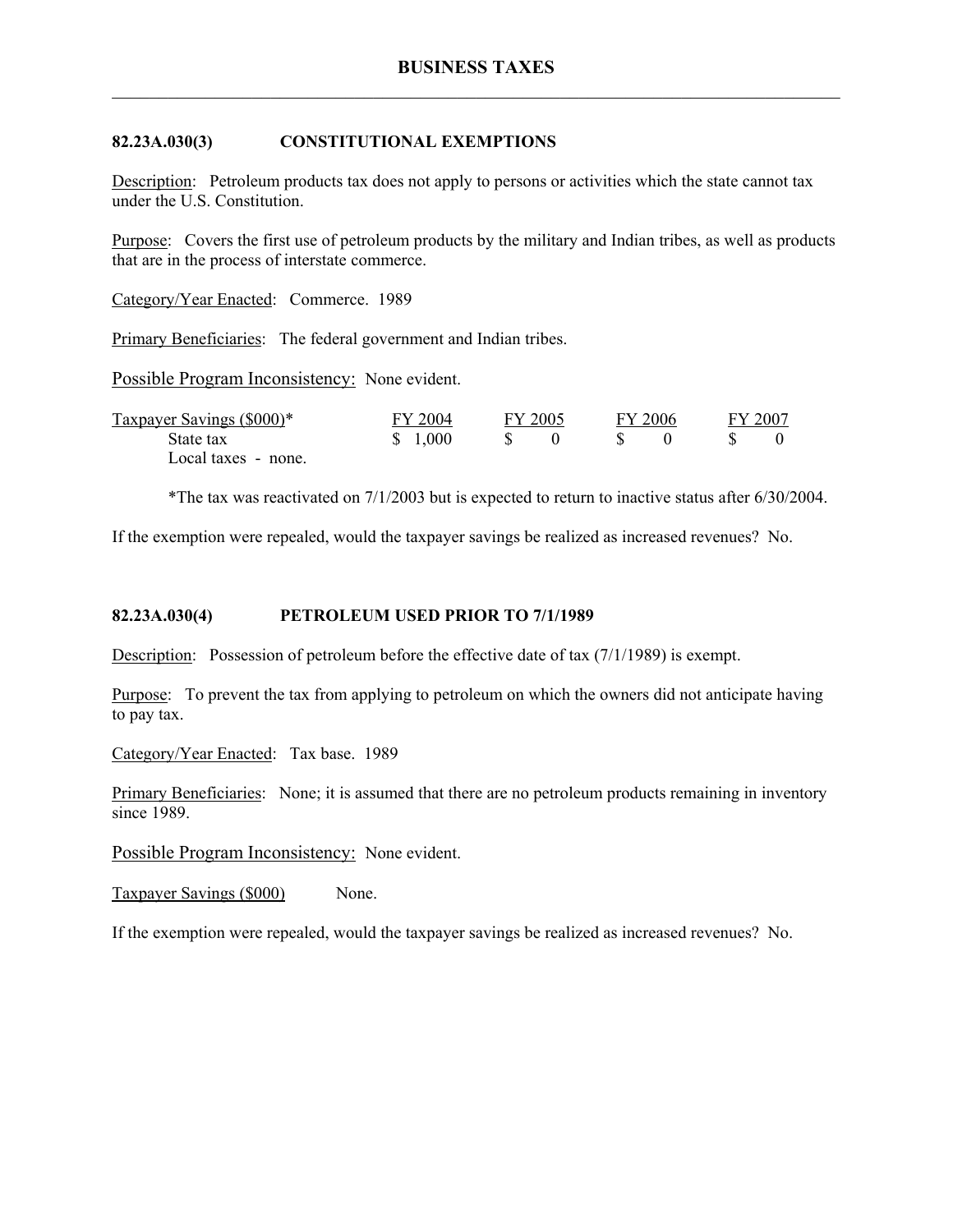# BUSINESS TAXES

## 82.23A.030(3) CONSTITUTIONAL EXEMPTIONS

Description: Petroleum products tax does not apply to persons or activities which the state cannot tax under the U.S. Constitution.

Purpose: Covers the first use of petroleum products by the military and Indian tribes, as well as products that are in the process of interstate commerce.

Category/Year Enacted: Commerce. 1989

Primary Beneficiaries: The federal government and Indian tribes.

Possible Program Inconsistency: None evident.

| Taxpayer Savings ($000)* | FY 2004 | FY 2005 | FY 2006 | FY 2007 |
|---|---|---|---|---|
| State tax | $ 1,000 | $ 0 | $ 0 | $ 0 |
| Local taxes - none. | | | | |

*The tax was reactivated on 7/1/2003 but is expected to return to inactive status after 6/30/2004.

If the exemption were repealed, would the taxpayer savings be realized as increased revenues? No.

## 82.23A.030(4) PETROLEUM USED PRIOR TO 7/1/1989

Description: Possession of petroleum before the effective date of tax (7/1/1989) is exempt.

Purpose: To prevent the tax from applying to petroleum on which the owners did not anticipate having to pay tax.

Category/Year Enacted: Tax base. 1989

Primary Beneficiaries: None; it is assumed that there are no petroleum products remaining in inventory since 1989.

Possible Program Inconsistency: None evident.

Taxpayer Savings ($000) None.

If the exemption were repealed, would the taxpayer savings be realized as increased revenues? No.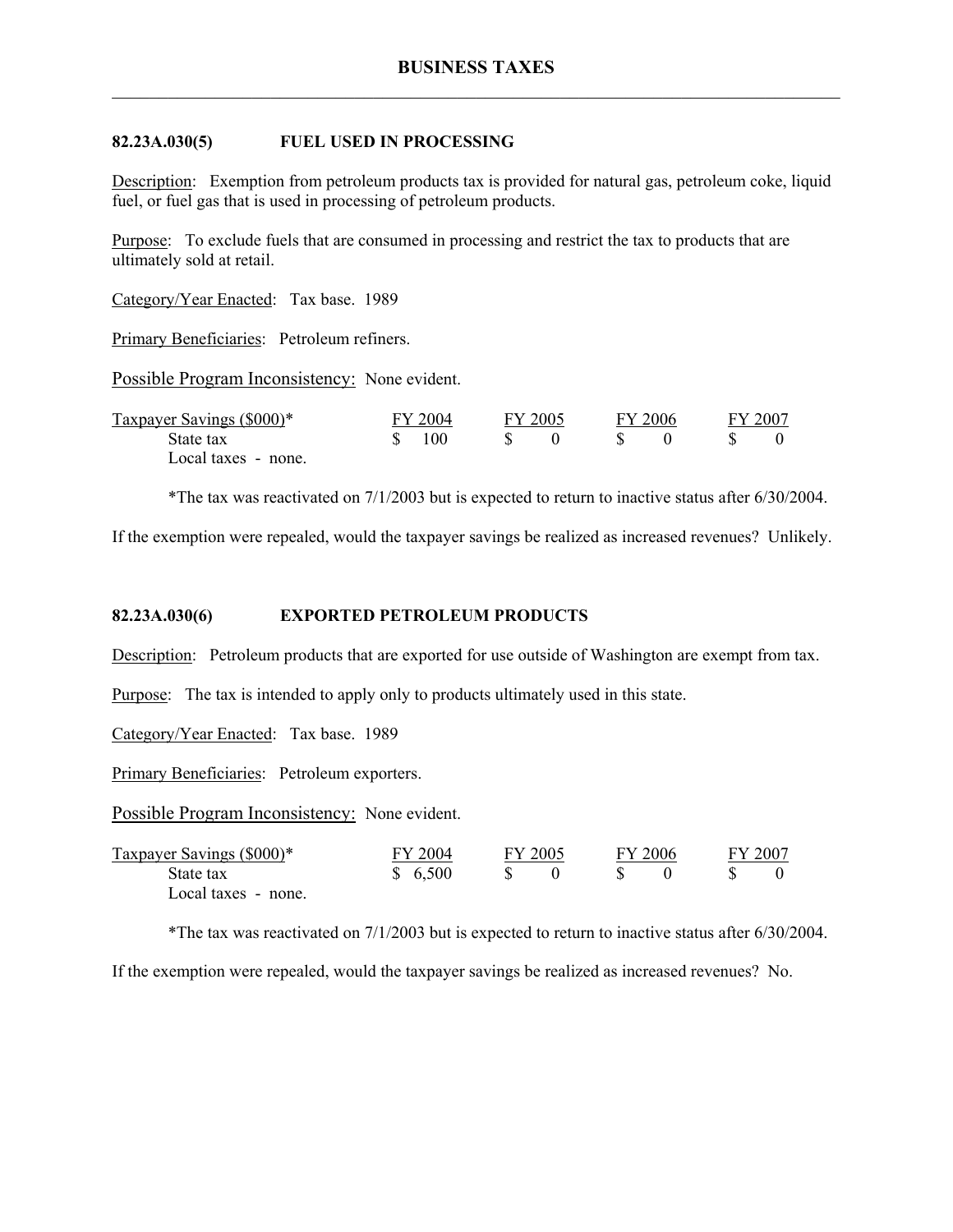# BUSINESS TAXES

## 82.23A.030(5) FUEL USED IN PROCESSING

Description: Exemption from petroleum products tax is provided for natural gas, petroleum coke, liquid fuel, or fuel gas that is used in processing of petroleum products.

Purpose: To exclude fuels that are consumed in processing and restrict the tax to products that are ultimately sold at retail.

Category/Year Enacted: Tax base. 1989

Primary Beneficiaries: Petroleum refiners.

Possible Program Inconsistency: None evident.

| Taxpayer Savings ($000)* | FY 2004 | FY 2005 | FY 2006 | FY 2007 |
|---|---|---|---|---|
| State tax | $ 100 | $ 0 | $ 0 | $ 0 |
| Local taxes - none. | | | | |

*The tax was reactivated on 7/1/2003 but is expected to return to inactive status after 6/30/2004.

If the exemption were repealed, would the taxpayer savings be realized as increased revenues? Unlikely.

## 82.23A.030(6) EXPORTED PETROLEUM PRODUCTS

Description: Petroleum products that are exported for use outside of Washington are exempt from tax.

Purpose: The tax is intended to apply only to products ultimately used in this state.

Category/Year Enacted: Tax base. 1989

Primary Beneficiaries: Petroleum exporters.

Possible Program Inconsistency: None evident.

| Taxpayer Savings ($000)* | FY 2004 | FY 2005 | FY 2006 | FY 2007 |
|---|---|---|---|---|
| State tax | $ 6,500 | $ 0 | $ 0 | $ 0 |
| Local taxes - none. | | | | |

*The tax was reactivated on 7/1/2003 but is expected to return to inactive status after 6/30/2004.

If the exemption were repealed, would the taxpayer savings be realized as increased revenues? No.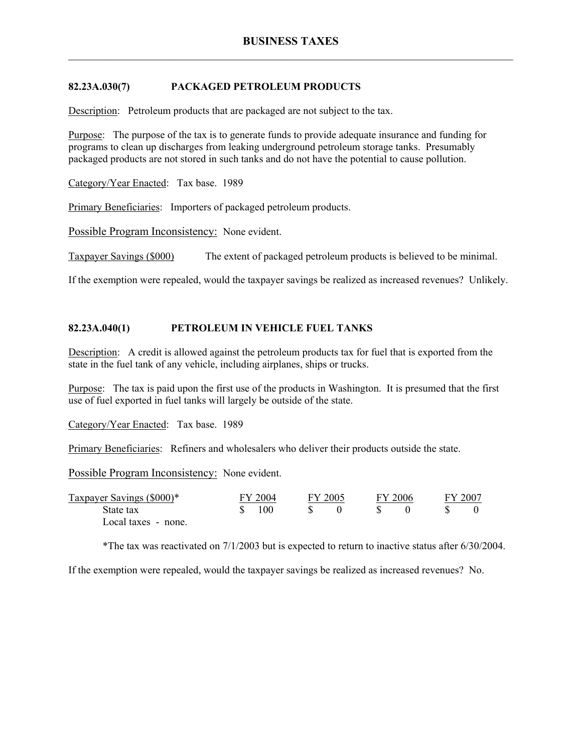## 82.23A.030(7) PACKAGED PETROLEUM PRODUCTS

Description: Petroleum products that are packaged are not subject to the tax.

Purpose: The purpose of the tax is to generate funds to provide adequate insurance and funding for programs to clean up discharges from leaking underground petroleum storage tanks. Presumably packaged products are not stored in such tanks and do not have the potential to cause pollution.

Category/Year Enacted: Tax base. 1989

Primary Beneficiaries: Importers of packaged petroleum products.

Possible Program Inconsistency: None evident.

Taxpayer Savings ($000) The extent of packaged petroleum products is believed to be minimal.

If the exemption were repealed, would the taxpayer savings be realized as increased revenues? Unlikely.

## 82.23A.040(1) PETROLEUM IN VEHICLE FUEL TANKS

Description: A credit is allowed against the petroleum products tax for fuel that is exported from the state in the fuel tank of any vehicle, including airplanes, ships or trucks.

Purpose: The tax is paid upon the first use of the products in Washington. It is presumed that the first use of fuel exported in fuel tanks will largely be outside of the state.

Category/Year Enacted: Tax base. 1989

Primary Beneficiaries: Refiners and wholesalers who deliver their products outside the state.

Possible Program Inconsistency: None evident.

| Taxpayer Savings ($000)* | FY 2004 | FY 2005 | FY 2006 | FY 2007 |
|---|---|---|---|---|
| State tax | $ 100 | $ 0 | $ 0 | $ 0 |
| Local taxes - none. | | | | |

*The tax was reactivated on 7/1/2003 but is expected to return to inactive status after 6/30/2004.

If the exemption were repealed, would the taxpayer savings be realized as increased revenues? No.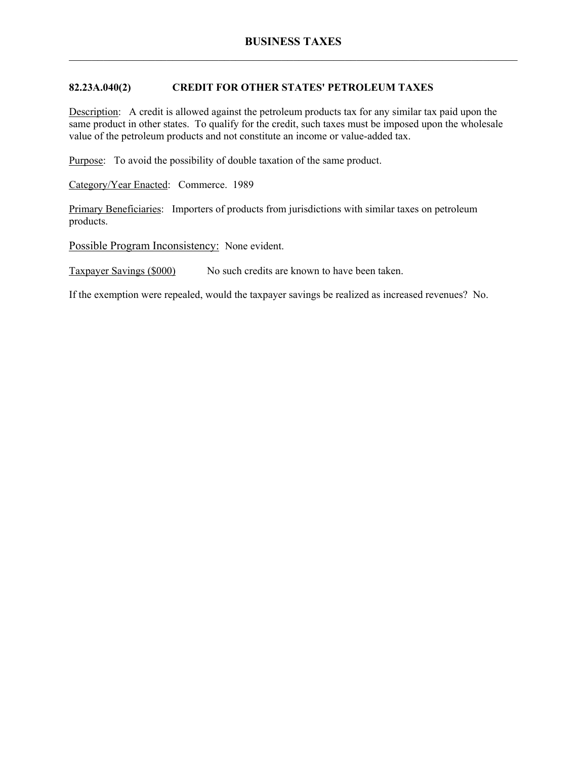## 82.23A.040(2) CREDIT FOR OTHER STATES' PETROLEUM TAXES

Description: A credit is allowed against the petroleum products tax for any similar tax paid upon the same product in other states. To qualify for the credit, such taxes must be imposed upon the wholesale value of the petroleum products and not constitute an income or value-added tax.

Purpose: To avoid the possibility of double taxation of the same product.

Category/Year Enacted: Commerce. 1989

Primary Beneficiaries: Importers of products from jurisdictions with similar taxes on petroleum products.

Possible Program Inconsistency: None evident.

Taxpayer Savings ($000) No such credits are known to have been taken.

If the exemption were repealed, would the taxpayer savings be realized as increased revenues? No.